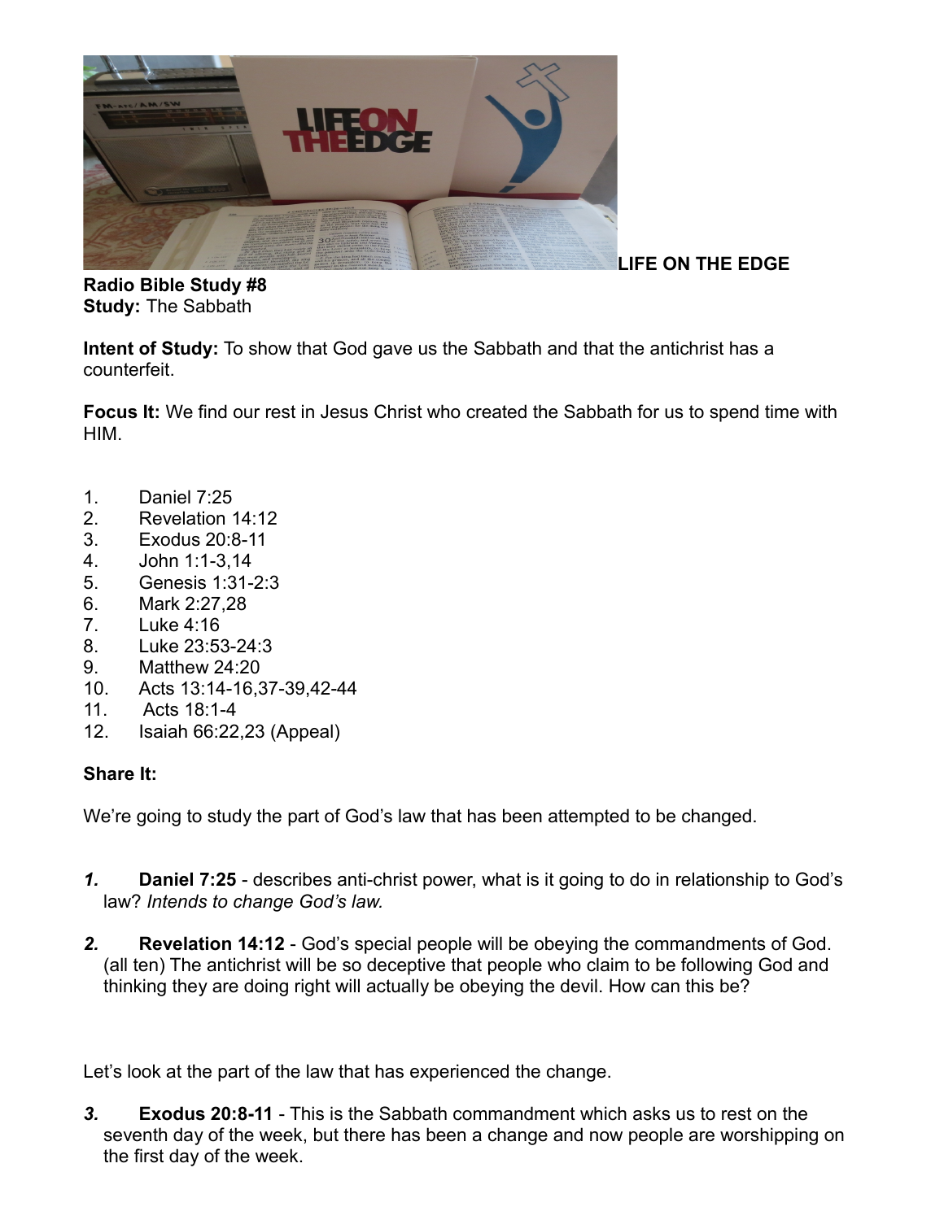**LIFE ON THE EDGE**

**Radio Bible Study #8**
**Study:** The Sabbath

**Intent of Study:** To show that God gave us the Sabbath and that the antichrist has a counterfeit.

**Focus It:** We find our rest in Jesus Christ who created the Sabbath for us to spend time with HIM.

1. Daniel 7:25
2. Revelation 14:12
3. Exodus 20:8-11
4. John 1:1-3,14
5. Genesis 1:31-2:3
6. Mark 2:27,28
7. Luke 4:16
8. Luke 23:53-24:3
9. Matthew 24:20
10. Acts 13:14-16,37-39,42-44
11. Acts 18:1-4
12. Isaiah 66:22,23 (Appeal)

**Share It:**

We're going to study the part of God's law that has been attempted to be changed.

***1.*** **Daniel 7:25** - describes anti-christ power, what is it going to do in relationship to God's law? *Intends to change God's law.*

***2.*** **Revelation 14:12** - God's special people will be obeying the commandments of God. (all ten) The antichrist will be so deceptive that people who claim to be following God and thinking they are doing right will actually be obeying the devil. How can this be?

Let's look at the part of the law that has experienced the change.

***3.*** **Exodus 20:8-11** - This is the Sabbath commandment which asks us to rest on the seventh day of the week, but there has been a change and now people are worshipping on the first day of the week.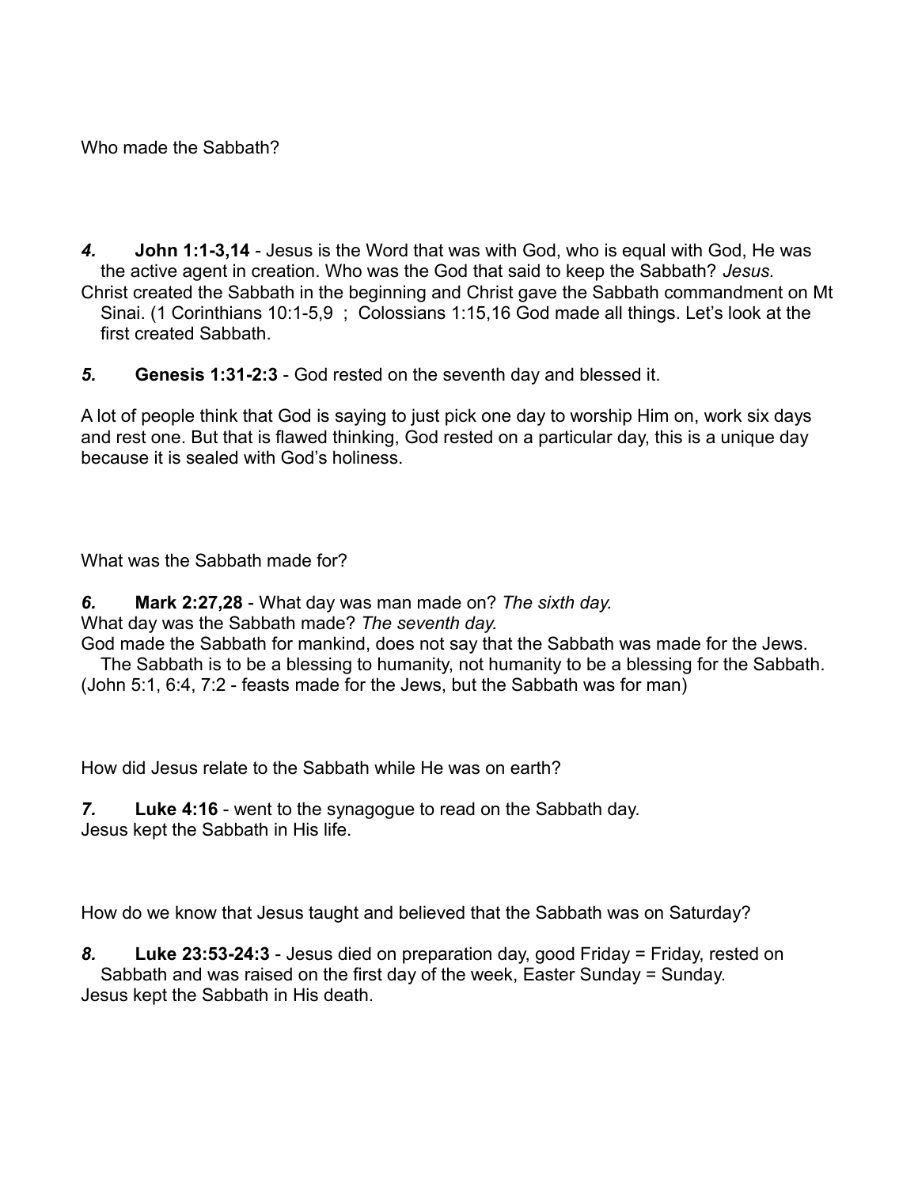Who made the Sabbath?

***4.*** **John 1:1-3,14** - Jesus is the Word that was with God, who is equal with God, He was the active agent in creation. Who was the God that said to keep the Sabbath? *Jesus.*
Christ created the Sabbath in the beginning and Christ gave the Sabbath commandment on Mt Sinai. (1 Corinthians 10:1-5,9 ; Colossians 1:15,16 God made all things. Let's look at the first created Sabbath.

***5.*** **Genesis 1:31-2:3** - God rested on the seventh day and blessed it.

A lot of people think that God is saying to just pick one day to worship Him on, work six days and rest one. But that is flawed thinking, God rested on a particular day, this is a unique day because it is sealed with God's holiness.

What was the Sabbath made for?

***6.*** **Mark 2:27,28** - What day was man made on? *The sixth day.*
What day was the Sabbath made? *The seventh day.*
God made the Sabbath for mankind, does not say that the Sabbath was made for the Jews. The Sabbath is to be a blessing to humanity, not humanity to be a blessing for the Sabbath.
(John 5:1, 6:4, 7:2 - feasts made for the Jews, but the Sabbath was for man)

How did Jesus relate to the Sabbath while He was on earth?

***7.*** **Luke 4:16** - went to the synagogue to read on the Sabbath day.
Jesus kept the Sabbath in His life.

How do we know that Jesus taught and believed that the Sabbath was on Saturday?

***8.*** **Luke 23:53-24:3** - Jesus died on preparation day, good Friday = Friday, rested on Sabbath and was raised on the first day of the week, Easter Sunday = Sunday.
Jesus kept the Sabbath in His death.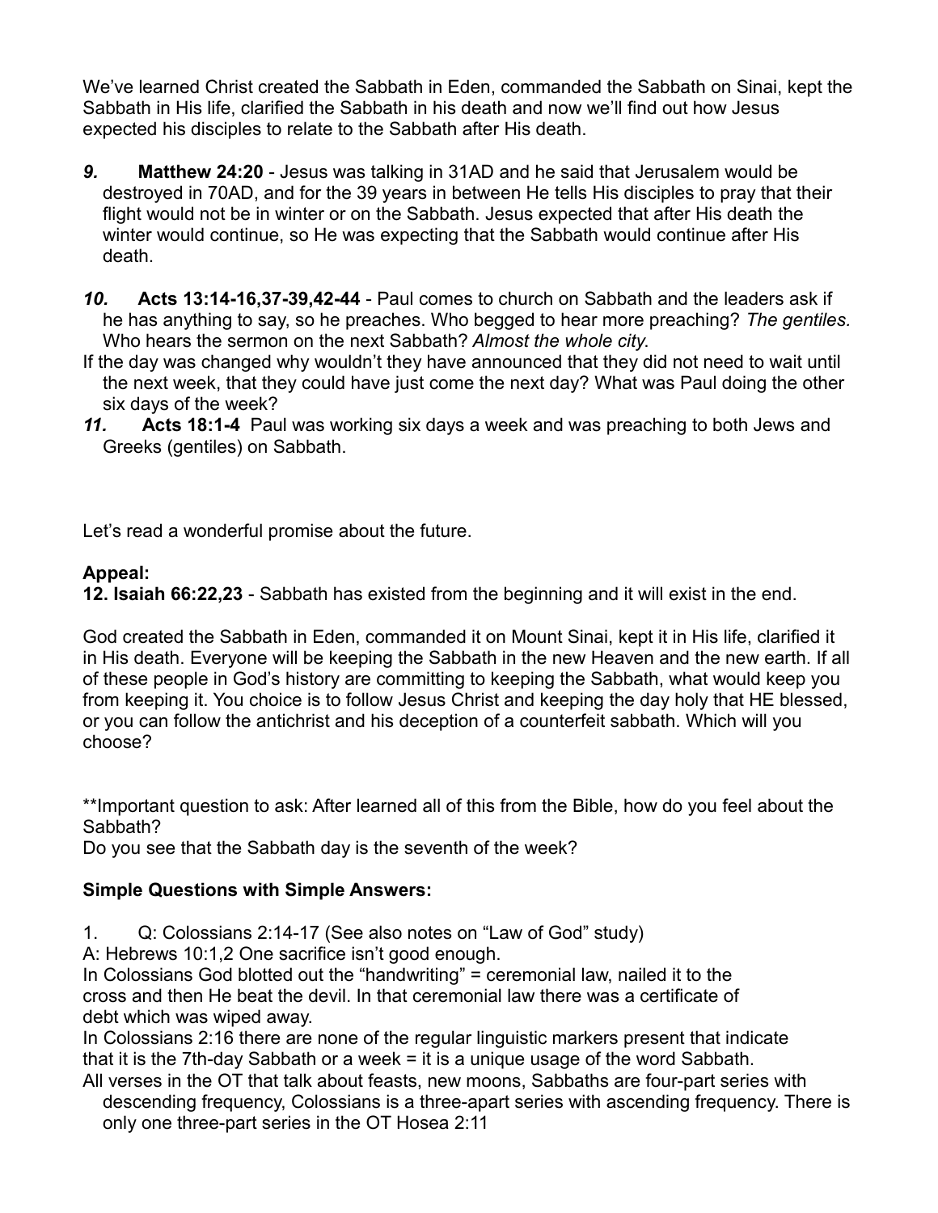We've learned Christ created the Sabbath in Eden, commanded the Sabbath on Sinai, kept the Sabbath in His life, clarified the Sabbath in his death and now we'll find out how Jesus expected his disciples to relate to the Sabbath after His death.

*9.* **Matthew 24:20** - Jesus was talking in 31AD and he said that Jerusalem would be destroyed in 70AD, and for the 39 years in between He tells His disciples to pray that their flight would not be in winter or on the Sabbath. Jesus expected that after His death the winter would continue, so He was expecting that the Sabbath would continue after His death.

*10.* **Acts 13:14-16,37-39,42-44** - Paul comes to church on Sabbath and the leaders ask if he has anything to say, so he preaches. Who begged to hear more preaching? *The gentiles.* Who hears the sermon on the next Sabbath? *Almost the whole city.*

If the day was changed why wouldn't they have announced that they did not need to wait until the next week, that they could have just come the next day? What was Paul doing the other six days of the week?

*11.* **Acts 18:1-4** Paul was working six days a week and was preaching to both Jews and Greeks (gentiles) on Sabbath.

Let's read a wonderful promise about the future.

**Appeal:**

**12. Isaiah 66:22,23** - Sabbath has existed from the beginning and it will exist in the end.

God created the Sabbath in Eden, commanded it on Mount Sinai, kept it in His life, clarified it in His death. Everyone will be keeping the Sabbath in the new Heaven and the new earth. If all of these people in God's history are committing to keeping the Sabbath, what would keep you from keeping it. You choice is to follow Jesus Christ and keeping the day holy that HE blessed, or you can follow the antichrist and his deception of a counterfeit sabbath. Which will you choose?

**Important question to ask: After learned all of this from the Bible, how do you feel about the Sabbath?

Do you see that the Sabbath day is the seventh of the week?

**Simple Questions with Simple Answers:**

1. Q: Colossians 2:14-17 (See also notes on "Law of God" study)

A: Hebrews 10:1,2 One sacrifice isn't good enough.

In Colossians God blotted out the "handwriting" = ceremonial law, nailed it to the cross and then He beat the devil. In that ceremonial law there was a certificate of debt which was wiped away.

In Colossians 2:16 there are none of the regular linguistic markers present that indicate that it is the 7th-day Sabbath or a week = it is a unique usage of the word Sabbath.

All verses in the OT that talk about feasts, new moons, Sabbaths are four-part series with descending frequency, Colossians is a three-apart series with ascending frequency. There is only one three-part series in the OT Hosea 2:11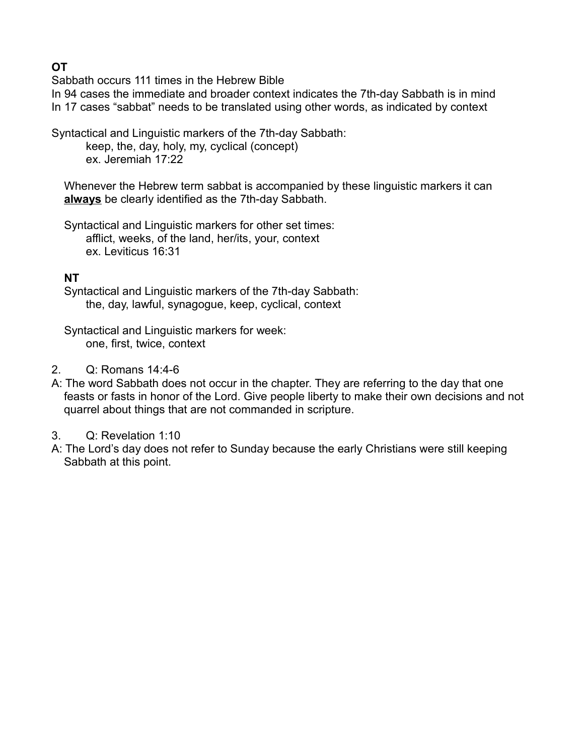**OT**

Sabbath occurs 111 times in the Hebrew Bible
In 94 cases the immediate and broader context indicates the 7th-day Sabbath is in mind
In 17 cases "sabbat" needs to be translated using other words, as indicated by context

Syntactical and Linguistic markers of the 7th-day Sabbath:
keep, the, day, holy, my, cyclical (concept)
ex. Jeremiah 17:22

Whenever the Hebrew term sabbat is accompanied by these linguistic markers it can **always** be clearly identified as the 7th-day Sabbath.

Syntactical and Linguistic markers for other set times:
afflict, weeks, of the land, her/its, your, context
ex. Leviticus 16:31

**NT**

Syntactical and Linguistic markers of the 7th-day Sabbath:
the, day, lawful, synagogue, keep, cyclical, context

Syntactical and Linguistic markers for week:
one, first, twice, context

2. Q: Romans 14:4-6

A: The word Sabbath does not occur in the chapter. They are referring to the day that one feasts or fasts in honor of the Lord. Give people liberty to make their own decisions and not quarrel about things that are not commanded in scripture.

3. Q: Revelation 1:10

A: The Lord's day does not refer to Sunday because the early Christians were still keeping Sabbath at this point.